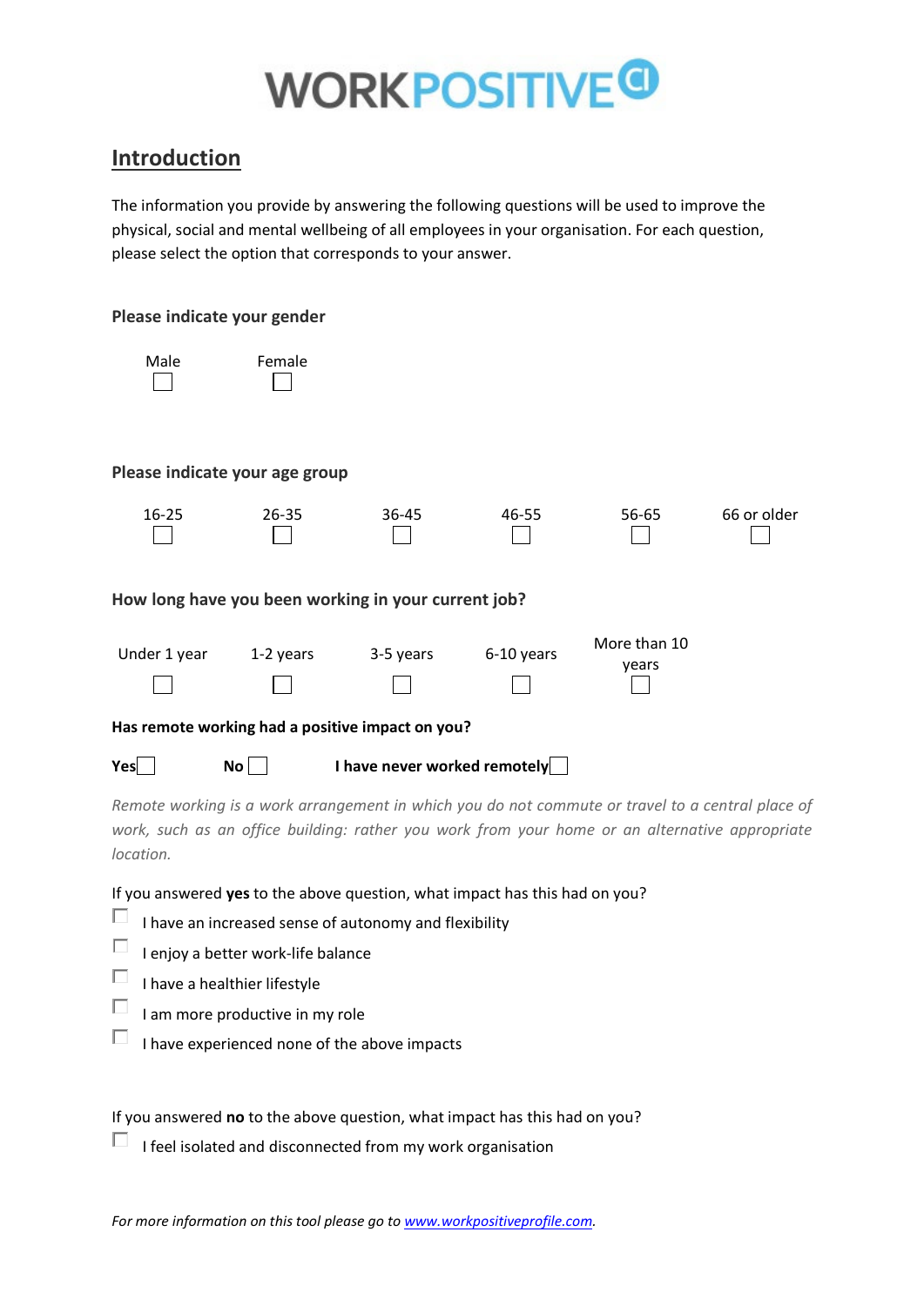# WORKPOSITIVE CI

## Introduction

The information you provide by answering the following questions will be used to improve the physical, social and mental wellbeing of all employees in your organisation. For each question, please select the option that corresponds to your answer.

**Please indicate your gender**

| Male | Female |
|---|---|
| ☐ | ☐ |

**Please indicate your age group**

| 16-25 | 26-35 | 36-45 | 46-55 | 56-65 | 66 or older |
|---|---|---|---|---|---|
| ☐ | ☐ | ☐ | ☐ | ☐ | ☐ |

**How long have you been working in your current job?**

| Under 1 year | 1-2 years | 3-5 years | 6-10 years | More than 10 years |
|---|---|---|---|---|
| ☐ | ☐ | ☐ | ☐ | ☐ |

**Has remote working had a positive impact on you?**

**Yes** ☐ **No** ☐ **I have never worked remotely** ☐

*Remote working is a work arrangement in which you do not commute or travel to a central place of work, such as an office building: rather you work from your home or an alternative appropriate location.*

If you answered **yes** to the above question, what impact has this had on you?

- ☐ I have an increased sense of autonomy and flexibility
- ☐ I enjoy a better work-life balance
- ☐ I have a healthier lifestyle
- ☐ I am more productive in my role
- ☐ I have experienced none of the above impacts

If you answered **no** to the above question, what impact has this had on you?

- ☐ I feel isolated and disconnected from my work organisation

*For more information on this tool please go to [www.workpositiveprofile.com](http://www.workpositiveprofile.com).*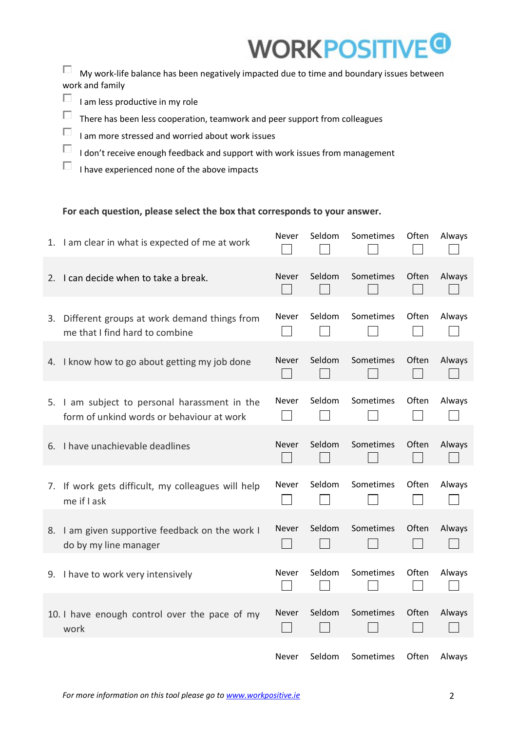- ☐ My work-life balance has been negatively impacted due to time and boundary issues between work and family
- ☐ I am less productive in my role
- ☐ There has been less cooperation, teamwork and peer support from colleagues
- ☐ I am more stressed and worried about work issues
- ☐ I don't receive enough feedback and support with work issues from management
- ☐ I have experienced none of the above impacts

**For each question, please select the box that corresponds to your answer.**

| | Never | Seldom | Sometimes | Often | Always |
|---|---|---|---|---|---|
| 1. I am clear in what is expected of me at work | ☐ | ☐ | ☐ | ☐ | ☐ |
| 2. I can decide when to take a break. | ☐ | ☐ | ☐ | ☐ | ☐ |
| 3. Different groups at work demand things from me that I find hard to combine | ☐ | ☐ | ☐ | ☐ | ☐ |
| 4. I know how to go about getting my job done | ☐ | ☐ | ☐ | ☐ | ☐ |
| 5. I am subject to personal harassment in the form of unkind words or behaviour at work | ☐ | ☐ | ☐ | ☐ | ☐ |
| 6. I have unachievable deadlines | ☐ | ☐ | ☐ | ☐ | ☐ |
| 7. If work gets difficult, my colleagues will help me if I ask | ☐ | ☐ | ☐ | ☐ | ☐ |
| 8. I am given supportive feedback on the work I do by my line manager | ☐ | ☐ | ☐ | ☐ | ☐ |
| 9. I have to work very intensively | ☐ | ☐ | ☐ | ☐ | ☐ |
| 10. I have enough control over the pace of my work | ☐ | ☐ | ☐ | ☐ | ☐ |
| | Never | Seldom | Sometimes | Often | Always |

*For more information on this tool please go to [www.workpositive.ie](http://www.workpositive.ie)*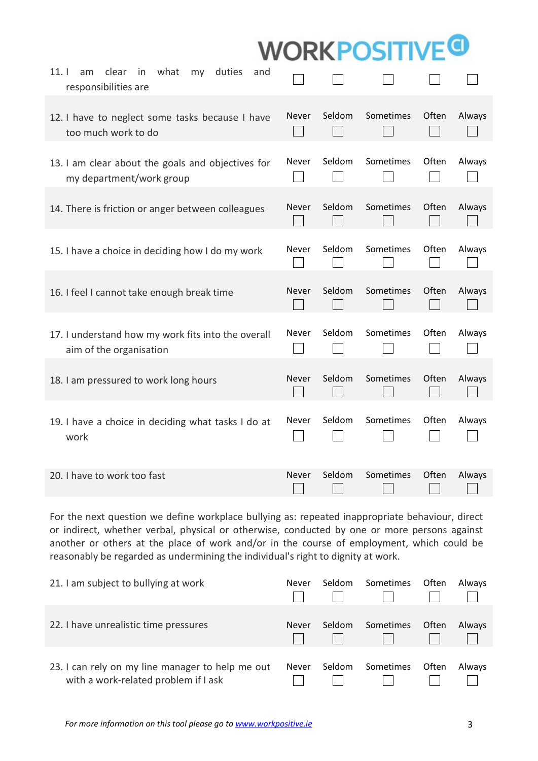| Statement | Never | Seldom | Sometimes | Often | Always |
|---|---|---|---|---|---|
| 11. I am clear in what my duties and responsibilities are | ☐ | ☐ | ☐ | ☐ | ☐ |
| 12. I have to neglect some tasks because I have too much work to do | ☐ | ☐ | ☐ | ☐ | ☐ |
| 13. I am clear about the goals and objectives for my department/work group | ☐ | ☐ | ☐ | ☐ | ☐ |
| 14. There is friction or anger between colleagues | ☐ | ☐ | ☐ | ☐ | ☐ |
| 15. I have a choice in deciding how I do my work | ☐ | ☐ | ☐ | ☐ | ☐ |
| 16. I feel I cannot take enough break time | ☐ | ☐ | ☐ | ☐ | ☐ |
| 17. I understand how my work fits into the overall aim of the organisation | ☐ | ☐ | ☐ | ☐ | ☐ |
| 18. I am pressured to work long hours | ☐ | ☐ | ☐ | ☐ | ☐ |
| 19. I have a choice in deciding what tasks I do at work | ☐ | ☐ | ☐ | ☐ | ☐ |
| 20. I have to work too fast | ☐ | ☐ | ☐ | ☐ | ☐ |

For the next question we define workplace bullying as: repeated inappropriate behaviour, direct or indirect, whether verbal, physical or otherwise, conducted by one or more persons against another or others at the place of work and/or in the course of employment, which could be reasonably be regarded as undermining the individual's right to dignity at work.

| Statement | Never | Seldom | Sometimes | Often | Always |
|---|---|---|---|---|---|
| 21. I am subject to bullying at work | ☐ | ☐ | ☐ | ☐ | ☐ |
| 22. I have unrealistic time pressures | ☐ | ☐ | ☐ | ☐ | ☐ |
| 23. I can rely on my line manager to help me out with a work-related problem if I ask | ☐ | ☐ | ☐ | ☐ | ☐ |

*For more information on this tool please go to [www.workpositive.ie](www.workpositive.ie)*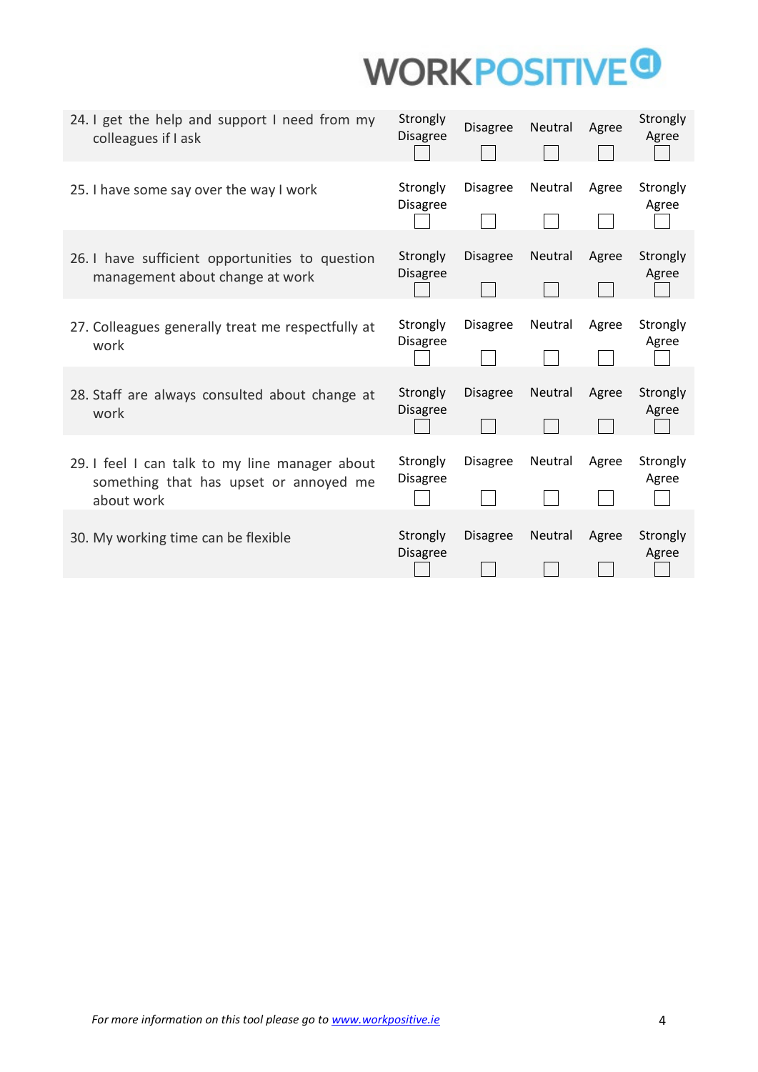| | Strongly Disagree | Disagree | Neutral | Agree | Strongly Agree |
|---|---|---|---|---|---|
| 24. I get the help and support I need from my colleagues if I ask | ☐ | ☐ | ☐ | ☐ | ☐ |
| 25. I have some say over the way I work | ☐ | ☐ | ☐ | ☐ | ☐ |
| 26. I have sufficient opportunities to question management about change at work | ☐ | ☐ | ☐ | ☐ | ☐ |
| 27. Colleagues generally treat me respectfully at work | ☐ | ☐ | ☐ | ☐ | ☐ |
| 28. Staff are always consulted about change at work | ☐ | ☐ | ☐ | ☐ | ☐ |
| 29. I feel I can talk to my line manager about something that has upset or annoyed me about work | ☐ | ☐ | ☐ | ☐ | ☐ |
| 30. My working time can be flexible | ☐ | ☐ | ☐ | ☐ | ☐ |

*For more information on this tool please go to [www.workpositive.ie](http://www.workpositive.ie)*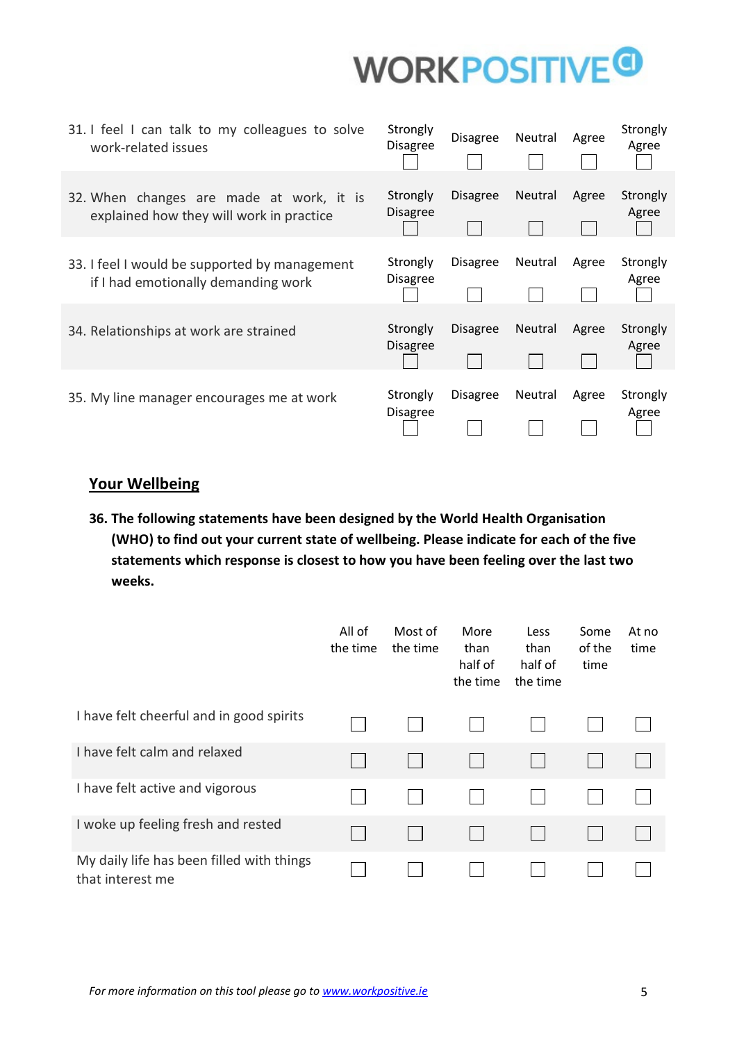| | | | | | |
|---|---|---|---|---|---|
| 31. I feel I can talk to my colleagues to solve work-related issues | Strongly Disagree ☐ | Disagree ☐ | Neutral ☐ | Agree ☐ | Strongly Agree ☐ |
| 32. When changes are made at work, it is explained how they will work in practice | Strongly Disagree ☐ | Disagree ☐ | Neutral ☐ | Agree ☐ | Strongly Agree ☐ |
| 33. I feel I would be supported by management if I had emotionally demanding work | Strongly Disagree ☐ | Disagree ☐ | Neutral ☐ | Agree ☐ | Strongly Agree ☐ |
| 34. Relationships at work are strained | Strongly Disagree ☐ | Disagree ☐ | Neutral ☐ | Agree ☐ | Strongly Agree ☐ |
| 35. My line manager encourages me at work | Strongly Disagree ☐ | Disagree ☐ | Neutral ☐ | Agree ☐ | Strongly Agree ☐ |

## Your Wellbeing

**36. The following statements have been designed by the World Health Organisation (WHO) to find out your current state of wellbeing. Please indicate for each of the five statements which response is closest to how you have been feeling over the last two weeks.**

| | All of the time | Most of the time | More than half of the time | Less than half of the time | Some of the time | At no time |
|---|---|---|---|---|---|---|
| I have felt cheerful and in good spirits | ☐ | ☐ | ☐ | ☐ | ☐ | ☐ |
| I have felt calm and relaxed | ☐ | ☐ | ☐ | ☐ | ☐ | ☐ |
| I have felt active and vigorous | ☐ | ☐ | ☐ | ☐ | ☐ | ☐ |
| I woke up feeling fresh and rested | ☐ | ☐ | ☐ | ☐ | ☐ | ☐ |
| My daily life has been filled with things that interest me | ☐ | ☐ | ☐ | ☐ | ☐ | ☐ |

*For more information on this tool please go to [www.workpositive.ie](http://www.workpositive.ie)*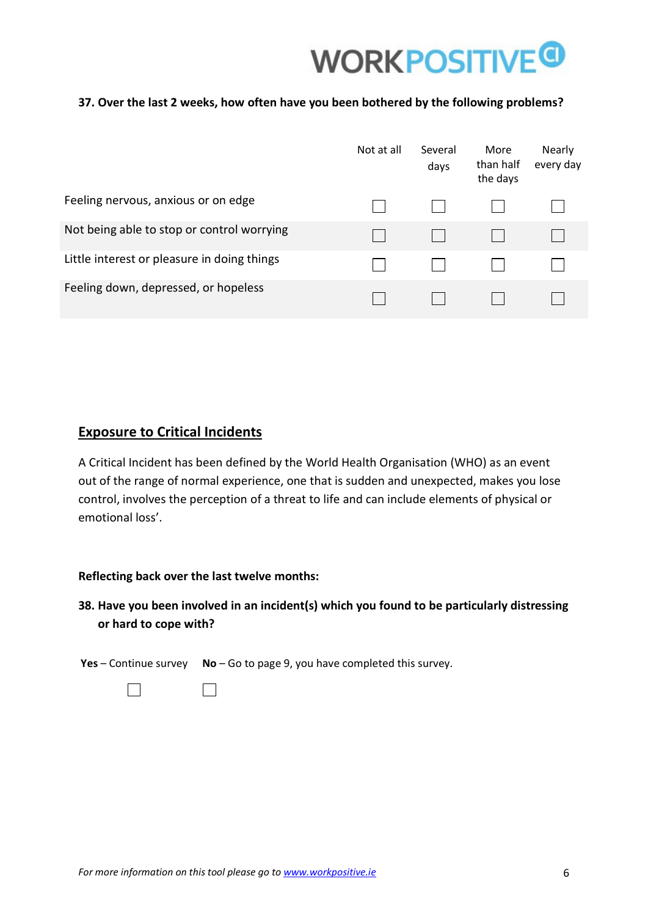**37. Over the last 2 weeks, how often have you been bothered by the following problems?**

| | Not at all | Several days | More than half the days | Nearly every day |
|---|---|---|---|---|
| Feeling nervous, anxious or on edge | ☐ | ☐ | ☐ | ☐ |
| Not being able to stop or control worrying | ☐ | ☐ | ☐ | ☐ |
| Little interest or pleasure in doing things | ☐ | ☐ | ☐ | ☐ |
| Feeling down, depressed, or hopeless | ☐ | ☐ | ☐ | ☐ |

## Exposure to Critical Incidents

A Critical Incident has been defined by the World Health Organisation (WHO) as an event out of the range of normal experience, one that is sudden and unexpected, makes you lose control, involves the perception of a threat to life and can include elements of physical or emotional loss'.

**Reflecting back over the last twelve months:**

**38. Have you been involved in an incident(s) which you found to be particularly distressing or hard to cope with?**

**Yes** – Continue survey ☐

**No** – Go to page 9, you have completed this survey. ☐

*For more information on this tool please go to www.workpositive.ie*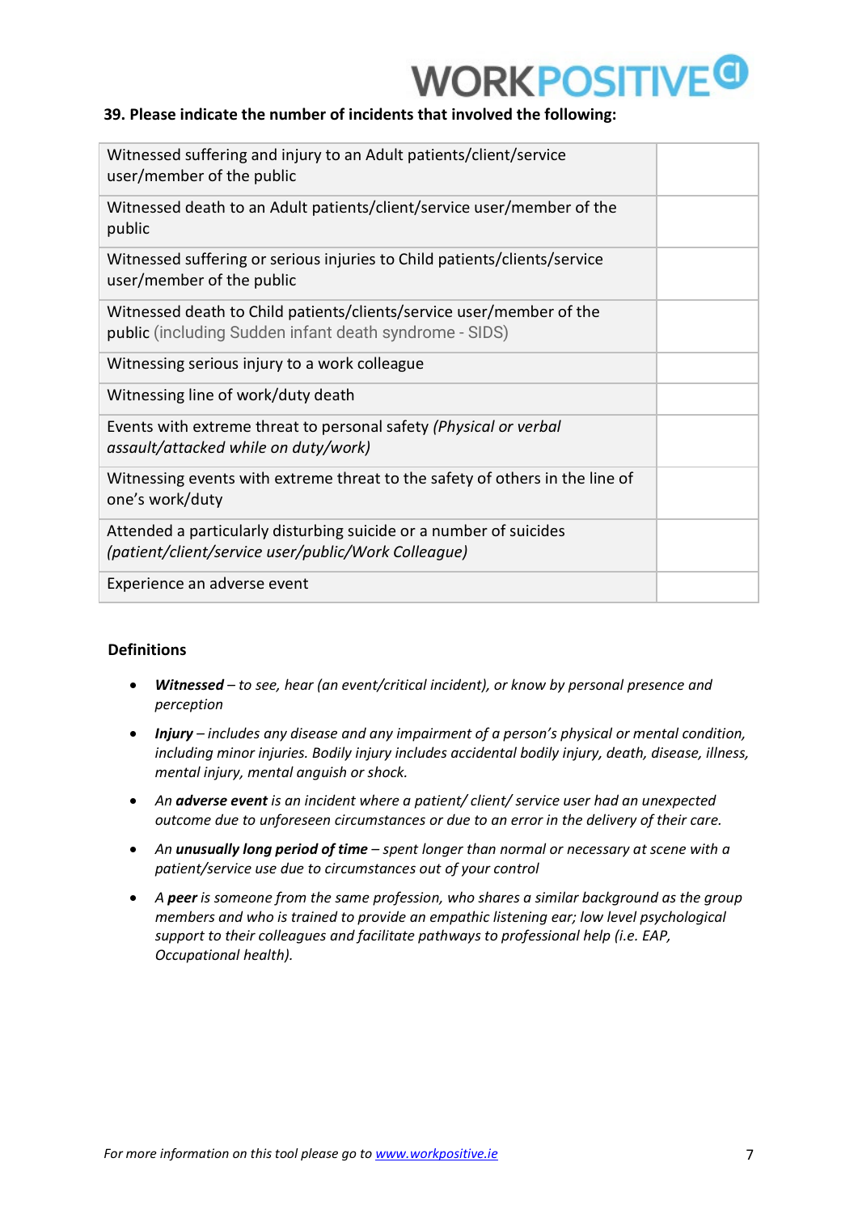**39. Please indicate the number of incidents that involved the following:**

| | |
|---|---|
| Witnessed suffering and injury to an Adult patients/client/service user/member of the public | |
| Witnessed death to an Adult patients/client/service user/member of the public | |
| Witnessed suffering or serious injuries to Child patients/clients/service user/member of the public | |
| Witnessed death to Child patients/clients/service user/member of the public (including Sudden infant death syndrome - SIDS) | |
| Witnessing serious injury to a work colleague | |
| Witnessing line of work/duty death | |
| Events with extreme threat to personal safety *(Physical or verbal assault/attacked while on duty/work)* | |
| Witnessing events with extreme threat to the safety of others in the line of one's work/duty | |
| Attended a particularly disturbing suicide or a number of suicides *(patient/client/service user/public/Work Colleague)* | |
| Experience an adverse event | |

**Definitions**

- ***Witnessed*** *– to see, hear (an event/critical incident), or know by personal presence and perception*
- ***Injury*** *– includes any disease and any impairment of a person's physical or mental condition, including minor injuries. Bodily injury includes accidental bodily injury, death, disease, illness, mental injury, mental anguish or shock.*
- *An* ***adverse event*** *is an incident where a patient/ client/ service user had an unexpected outcome due to unforeseen circumstances or due to an error in the delivery of their care.*
- *An* ***unusually long period of time*** *– spent longer than normal or necessary at scene with a patient/service use due to circumstances out of your control*
- *A* ***peer*** *is someone from the same profession, who shares a similar background as the group members and who is trained to provide an empathic listening ear; low level psychological support to their colleagues and facilitate pathways to professional help (i.e. EAP, Occupational health).*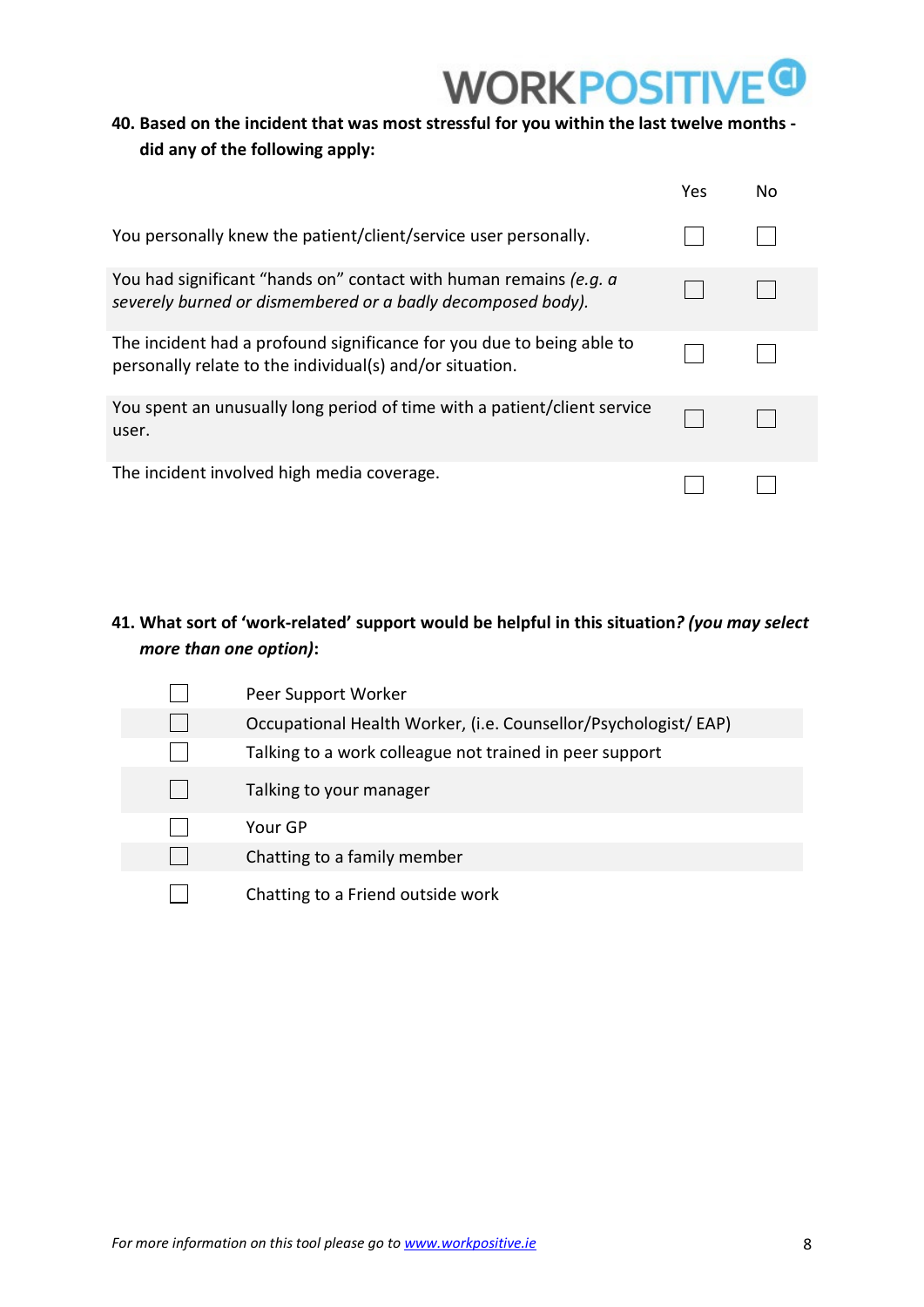**40. Based on the incident that was most stressful for you within the last twelve months - did any of the following apply:**

| | Yes | No |
|---|---|---|
| You personally knew the patient/client/service user personally. | ☐ | ☐ |
| You had significant "hands on" contact with human remains *(e.g. a severely burned or dismembered or a badly decomposed body).* | ☐ | ☐ |
| The incident had a profound significance for you due to being able to personally relate to the individual(s) and/or situation. | ☐ | ☐ |
| You spent an unusually long period of time with a patient/client service user. | ☐ | ☐ |
| The incident involved high media coverage. | ☐ | ☐ |

**41. What sort of 'work-related' support would be helpful in this situation*? (you may select more than one option)*:**

- ☐ Peer Support Worker
- ☐ Occupational Health Worker, (i.e. Counsellor/Psychologist/ EAP)
- ☐ Talking to a work colleague not trained in peer support
- ☐ Talking to your manager
- ☐ Your GP
- ☐ Chatting to a family member
- ☐ Chatting to a Friend outside work

*For more information on this tool please go to [www.workpositive.ie](www.workpositive.ie)*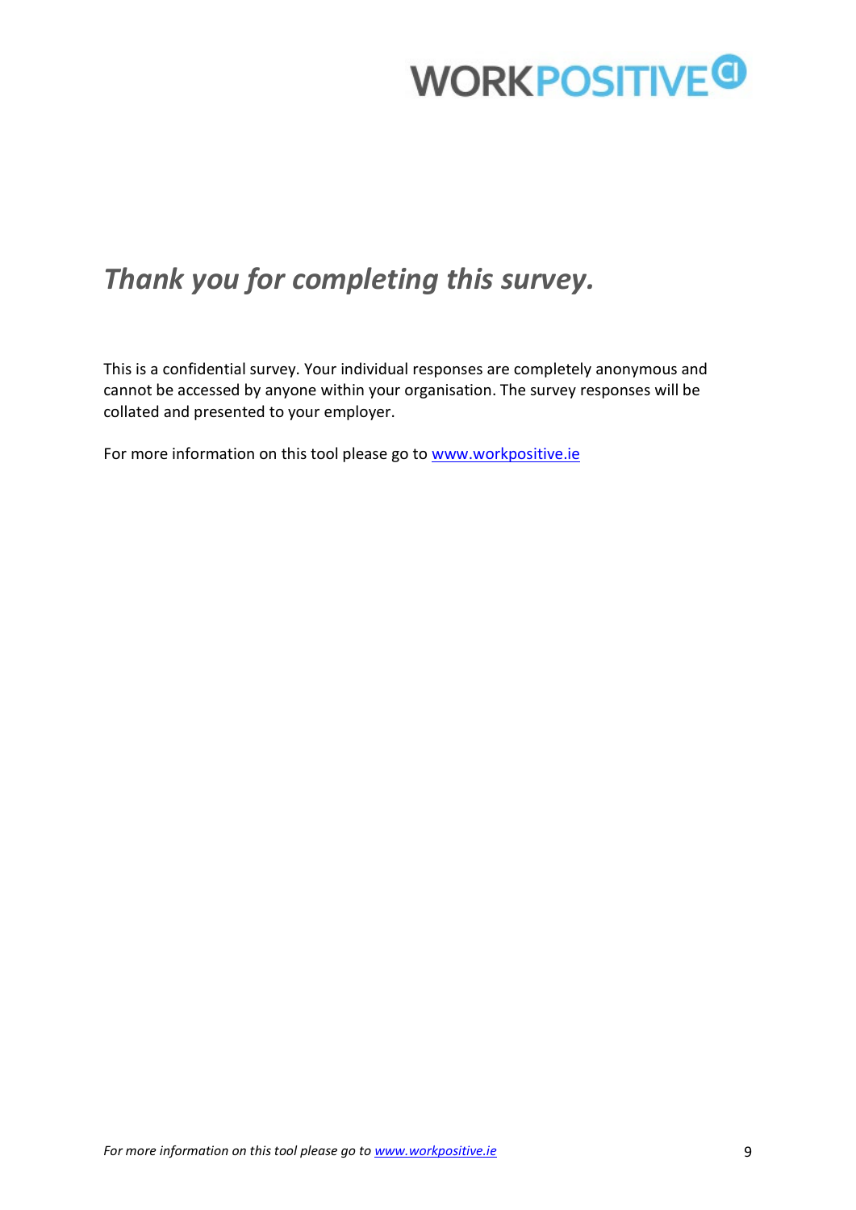*Thank you for completing this survey.*

This is a confidential survey. Your individual responses are completely anonymous and cannot be accessed by anyone within your organisation. The survey responses will be collated and presented to your employer.

For more information on this tool please go to [www.workpositive.ie](http://www.workpositive.ie)